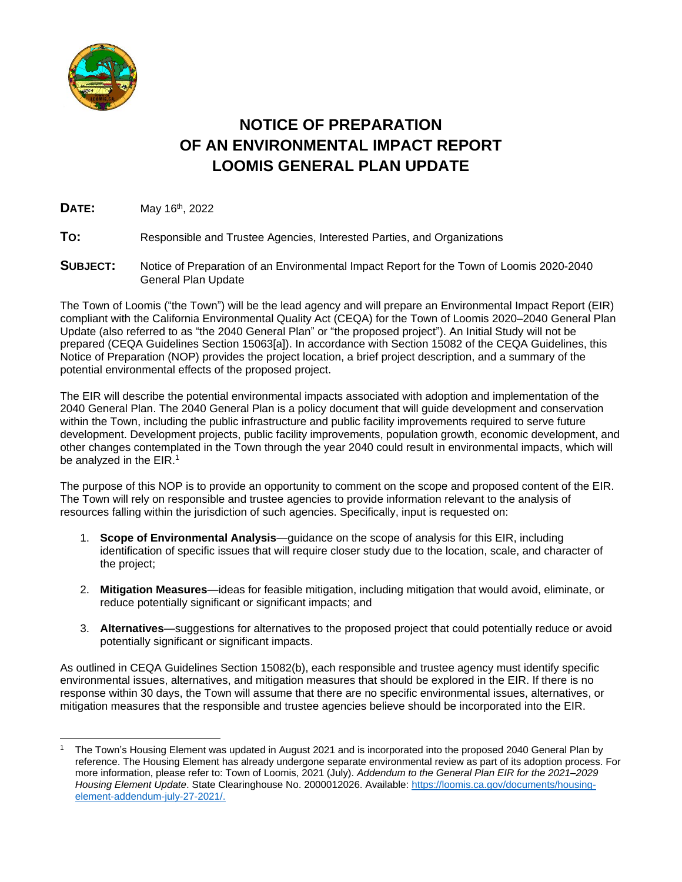# NOTICE OF PREPARATION
# OF AN ENVIRONMENTAL IMPACT REPORT
# LOOMIS GENERAL PLAN UPDATE

**DATE:** May 16th, 2022

**TO:** Responsible and Trustee Agencies, Interested Parties, and Organizations

**SUBJECT:** Notice of Preparation of an Environmental Impact Report for the Town of Loomis 2020-2040 General Plan Update

The Town of Loomis ("the Town") will be the lead agency and will prepare an Environmental Impact Report (EIR) compliant with the California Environmental Quality Act (CEQA) for the Town of Loomis 2020–2040 General Plan Update (also referred to as "the 2040 General Plan" or "the proposed project"). An Initial Study will not be prepared (CEQA Guidelines Section 15063[a]). In accordance with Section 15082 of the CEQA Guidelines, this Notice of Preparation (NOP) provides the project location, a brief project description, and a summary of the potential environmental effects of the proposed project.

The EIR will describe the potential environmental impacts associated with adoption and implementation of the 2040 General Plan. The 2040 General Plan is a policy document that will guide development and conservation within the Town, including the public infrastructure and public facility improvements required to serve future development. Development projects, public facility improvements, population growth, economic development, and other changes contemplated in the Town through the year 2040 could result in environmental impacts, which will be analyzed in the EIR.[1]

The purpose of this NOP is to provide an opportunity to comment on the scope and proposed content of the EIR. The Town will rely on responsible and trustee agencies to provide information relevant to the analysis of resources falling within the jurisdiction of such agencies. Specifically, input is requested on:

1. **Scope of Environmental Analysis**—guidance on the scope of analysis for this EIR, including identification of specific issues that will require closer study due to the location, scale, and character of the project;

2. **Mitigation Measures**—ideas for feasible mitigation, including mitigation that would avoid, eliminate, or reduce potentially significant or significant impacts; and

3. **Alternatives**—suggestions for alternatives to the proposed project that could potentially reduce or avoid potentially significant or significant impacts.

As outlined in CEQA Guidelines Section 15082(b), each responsible and trustee agency must identify specific environmental issues, alternatives, and mitigation measures that should be explored in the EIR. If there is no response within 30 days, the Town will assume that there are no specific environmental issues, alternatives, or mitigation measures that the responsible and trustee agencies believe should be incorporated into the EIR.

---

[1] The Town's Housing Element was updated in August 2021 and is incorporated into the proposed 2040 General Plan by reference. The Housing Element has already undergone separate environmental review as part of its adoption process. For more information, please refer to: Town of Loomis, 2021 (July). *Addendum to the General Plan EIR for the 2021–2029 Housing Element Update*. State Clearinghouse No. 2000012026. Available: https://loomis.ca.gov/documents/housing-element-addendum-july-27-2021/.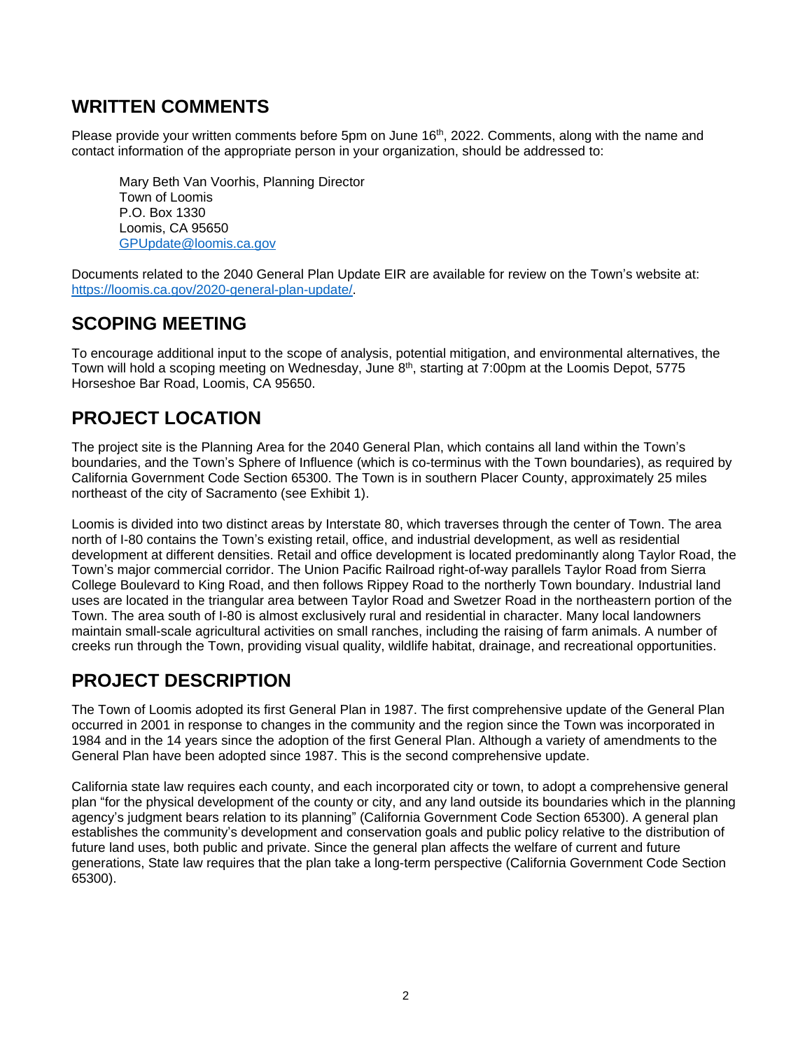## WRITTEN COMMENTS

Please provide your written comments before 5pm on June 16th, 2022. Comments, along with the name and contact information of the appropriate person in your organization, should be addressed to:

Mary Beth Van Voorhis, Planning Director
Town of Loomis
P.O. Box 1330
Loomis, CA 95650
GPUpdate@loomis.ca.gov

Documents related to the 2040 General Plan Update EIR are available for review on the Town's website at: https://loomis.ca.gov/2020-general-plan-update/.

## SCOPING MEETING

To encourage additional input to the scope of analysis, potential mitigation, and environmental alternatives, the Town will hold a scoping meeting on Wednesday, June 8th, starting at 7:00pm at the Loomis Depot, 5775 Horseshoe Bar Road, Loomis, CA 95650.

## PROJECT LOCATION

The project site is the Planning Area for the 2040 General Plan, which contains all land within the Town's boundaries, and the Town's Sphere of Influence (which is co-terminus with the Town boundaries), as required by California Government Code Section 65300. The Town is in southern Placer County, approximately 25 miles northeast of the city of Sacramento (see Exhibit 1).

Loomis is divided into two distinct areas by Interstate 80, which traverses through the center of Town. The area north of I-80 contains the Town's existing retail, office, and industrial development, as well as residential development at different densities. Retail and office development is located predominantly along Taylor Road, the Town's major commercial corridor. The Union Pacific Railroad right-of-way parallels Taylor Road from Sierra College Boulevard to King Road, and then follows Rippey Road to the northerly Town boundary. Industrial land uses are located in the triangular area between Taylor Road and Swetzer Road in the northeastern portion of the Town. The area south of I-80 is almost exclusively rural and residential in character. Many local landowners maintain small-scale agricultural activities on small ranches, including the raising of farm animals. A number of creeks run through the Town, providing visual quality, wildlife habitat, drainage, and recreational opportunities.

## PROJECT DESCRIPTION

The Town of Loomis adopted its first General Plan in 1987. The first comprehensive update of the General Plan occurred in 2001 in response to changes in the community and the region since the Town was incorporated in 1984 and in the 14 years since the adoption of the first General Plan. Although a variety of amendments to the General Plan have been adopted since 1987. This is the second comprehensive update.

California state law requires each county, and each incorporated city or town, to adopt a comprehensive general plan "for the physical development of the county or city, and any land outside its boundaries which in the planning agency's judgment bears relation to its planning" (California Government Code Section 65300). A general plan establishes the community's development and conservation goals and public policy relative to the distribution of future land uses, both public and private. Since the general plan affects the welfare of current and future generations, State law requires that the plan take a long-term perspective (California Government Code Section 65300).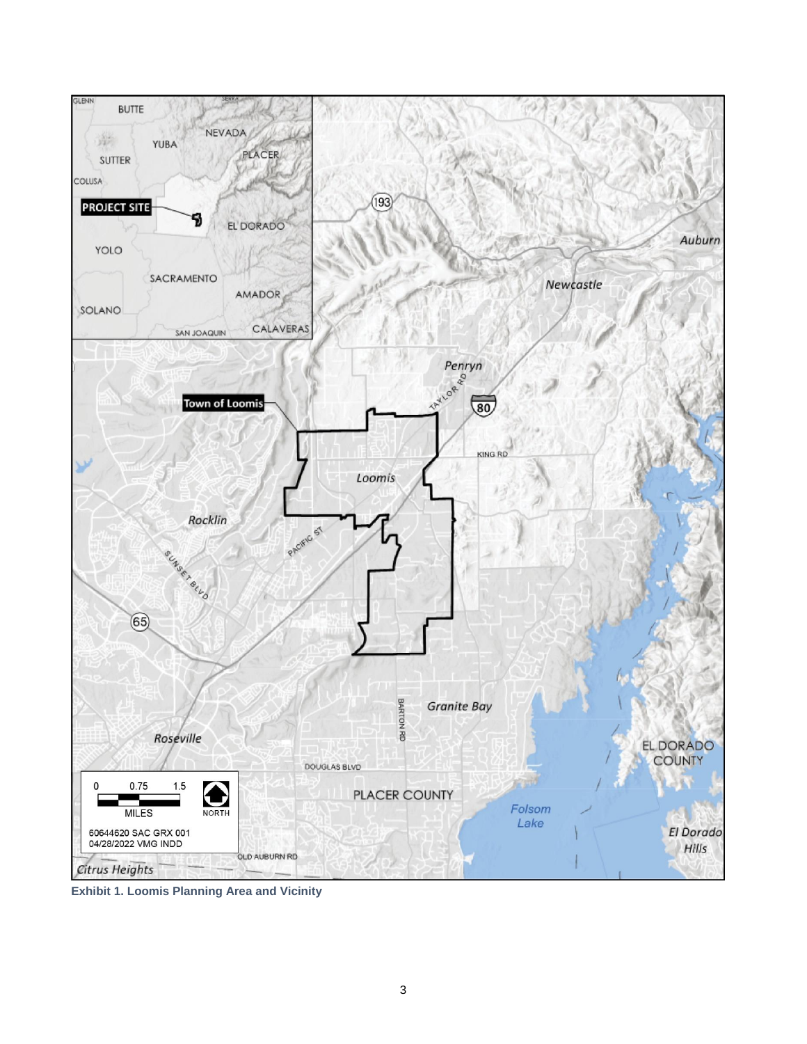Exhibit 1. Loomis Planning Area and Vicinity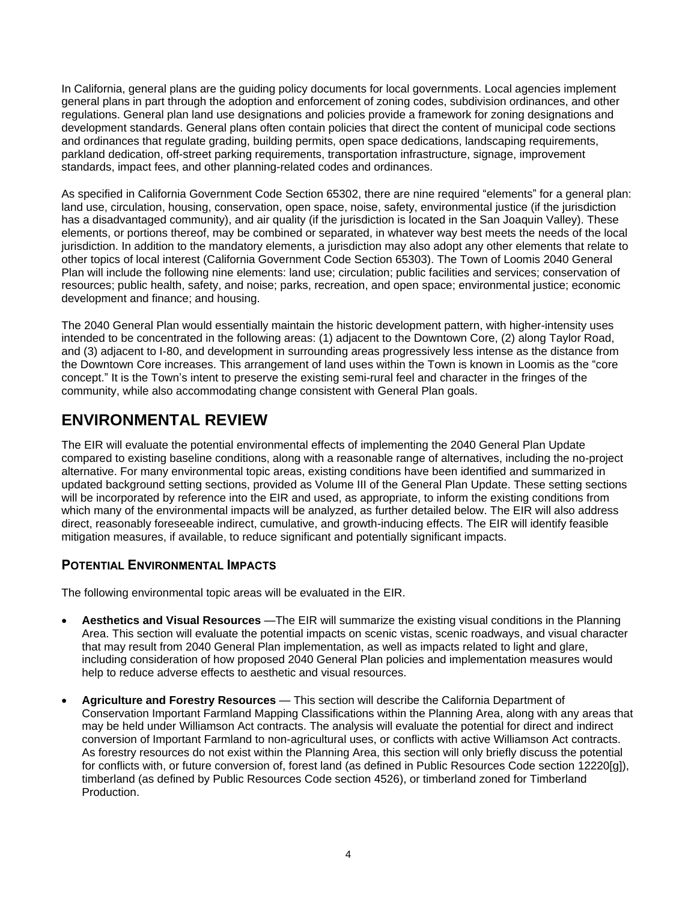In California, general plans are the guiding policy documents for local governments. Local agencies implement general plans in part through the adoption and enforcement of zoning codes, subdivision ordinances, and other regulations. General plan land use designations and policies provide a framework for zoning designations and development standards. General plans often contain policies that direct the content of municipal code sections and ordinances that regulate grading, building permits, open space dedications, landscaping requirements, parkland dedication, off-street parking requirements, transportation infrastructure, signage, improvement standards, impact fees, and other planning-related codes and ordinances.

As specified in California Government Code Section 65302, there are nine required "elements" for a general plan: land use, circulation, housing, conservation, open space, noise, safety, environmental justice (if the jurisdiction has a disadvantaged community), and air quality (if the jurisdiction is located in the San Joaquin Valley). These elements, or portions thereof, may be combined or separated, in whatever way best meets the needs of the local jurisdiction. In addition to the mandatory elements, a jurisdiction may also adopt any other elements that relate to other topics of local interest (California Government Code Section 65303). The Town of Loomis 2040 General Plan will include the following nine elements: land use; circulation; public facilities and services; conservation of resources; public health, safety, and noise; parks, recreation, and open space; environmental justice; economic development and finance; and housing.

The 2040 General Plan would essentially maintain the historic development pattern, with higher-intensity uses intended to be concentrated in the following areas: (1) adjacent to the Downtown Core, (2) along Taylor Road, and (3) adjacent to I-80, and development in surrounding areas progressively less intense as the distance from the Downtown Core increases. This arrangement of land uses within the Town is known in Loomis as the "core concept." It is the Town's intent to preserve the existing semi-rural feel and character in the fringes of the community, while also accommodating change consistent with General Plan goals.

# ENVIRONMENTAL REVIEW

The EIR will evaluate the potential environmental effects of implementing the 2040 General Plan Update compared to existing baseline conditions, along with a reasonable range of alternatives, including the no-project alternative. For many environmental topic areas, existing conditions have been identified and summarized in updated background setting sections, provided as Volume III of the General Plan Update. These setting sections will be incorporated by reference into the EIR and used, as appropriate, to inform the existing conditions from which many of the environmental impacts will be analyzed, as further detailed below. The EIR will also address direct, reasonably foreseeable indirect, cumulative, and growth-inducing effects. The EIR will identify feasible mitigation measures, if available, to reduce significant and potentially significant impacts.

## POTENTIAL ENVIRONMENTAL IMPACTS

The following environmental topic areas will be evaluated in the EIR.

- **Aesthetics and Visual Resources** —The EIR will summarize the existing visual conditions in the Planning Area. This section will evaluate the potential impacts on scenic vistas, scenic roadways, and visual character that may result from 2040 General Plan implementation, as well as impacts related to light and glare, including consideration of how proposed 2040 General Plan policies and implementation measures would help to reduce adverse effects to aesthetic and visual resources.
- **Agriculture and Forestry Resources** — This section will describe the California Department of Conservation Important Farmland Mapping Classifications within the Planning Area, along with any areas that may be held under Williamson Act contracts. The analysis will evaluate the potential for direct and indirect conversion of Important Farmland to non-agricultural uses, or conflicts with active Williamson Act contracts. As forestry resources do not exist within the Planning Area, this section will only briefly discuss the potential for conflicts with, or future conversion of, forest land (as defined in Public Resources Code section 12220[g]), timberland (as defined by Public Resources Code section 4526), or timberland zoned for Timberland Production.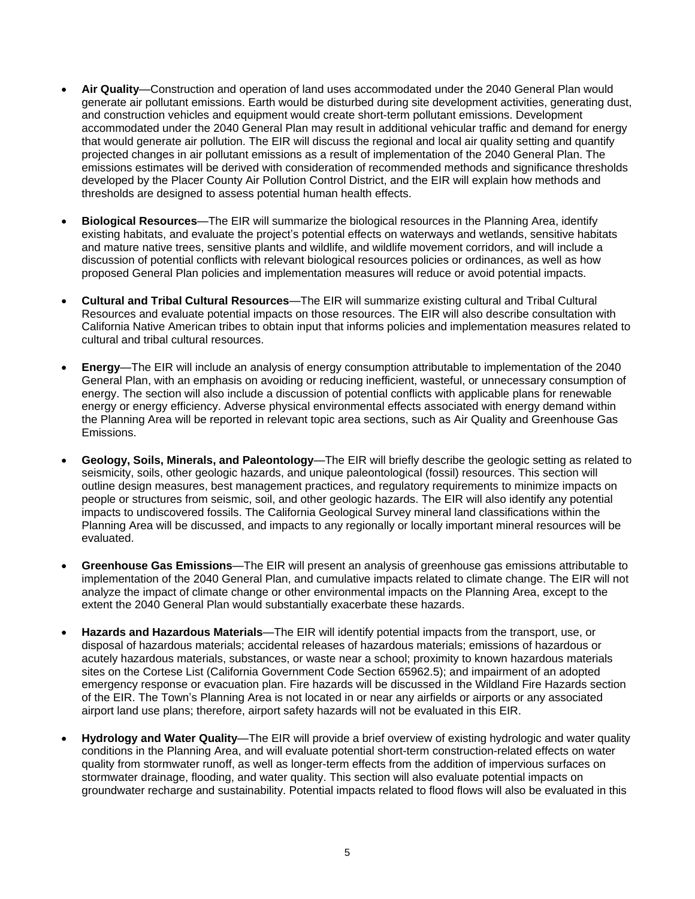- **Air Quality**—Construction and operation of land uses accommodated under the 2040 General Plan would generate air pollutant emissions. Earth would be disturbed during site development activities, generating dust, and construction vehicles and equipment would create short-term pollutant emissions. Development accommodated under the 2040 General Plan may result in additional vehicular traffic and demand for energy that would generate air pollution. The EIR will discuss the regional and local air quality setting and quantify projected changes in air pollutant emissions as a result of implementation of the 2040 General Plan. The emissions estimates will be derived with consideration of recommended methods and significance thresholds developed by the Placer County Air Pollution Control District, and the EIR will explain how methods and thresholds are designed to assess potential human health effects.

- **Biological Resources**—The EIR will summarize the biological resources in the Planning Area, identify existing habitats, and evaluate the project's potential effects on waterways and wetlands, sensitive habitats and mature native trees, sensitive plants and wildlife, and wildlife movement corridors, and will include a discussion of potential conflicts with relevant biological resources policies or ordinances, as well as how proposed General Plan policies and implementation measures will reduce or avoid potential impacts.

- **Cultural and Tribal Cultural Resources**—The EIR will summarize existing cultural and Tribal Cultural Resources and evaluate potential impacts on those resources. The EIR will also describe consultation with California Native American tribes to obtain input that informs policies and implementation measures related to cultural and tribal cultural resources.

- **Energy**—The EIR will include an analysis of energy consumption attributable to implementation of the 2040 General Plan, with an emphasis on avoiding or reducing inefficient, wasteful, or unnecessary consumption of energy. The section will also include a discussion of potential conflicts with applicable plans for renewable energy or energy efficiency. Adverse physical environmental effects associated with energy demand within the Planning Area will be reported in relevant topic area sections, such as Air Quality and Greenhouse Gas Emissions.

- **Geology, Soils, Minerals, and Paleontology**—The EIR will briefly describe the geologic setting as related to seismicity, soils, other geologic hazards, and unique paleontological (fossil) resources. This section will outline design measures, best management practices, and regulatory requirements to minimize impacts on people or structures from seismic, soil, and other geologic hazards. The EIR will also identify any potential impacts to undiscovered fossils. The California Geological Survey mineral land classifications within the Planning Area will be discussed, and impacts to any regionally or locally important mineral resources will be evaluated.

- **Greenhouse Gas Emissions**—The EIR will present an analysis of greenhouse gas emissions attributable to implementation of the 2040 General Plan, and cumulative impacts related to climate change. The EIR will not analyze the impact of climate change or other environmental impacts on the Planning Area, except to the extent the 2040 General Plan would substantially exacerbate these hazards.

- **Hazards and Hazardous Materials**—The EIR will identify potential impacts from the transport, use, or disposal of hazardous materials; accidental releases of hazardous materials; emissions of hazardous or acutely hazardous materials, substances, or waste near a school; proximity to known hazardous materials sites on the Cortese List (California Government Code Section 65962.5); and impairment of an adopted emergency response or evacuation plan. Fire hazards will be discussed in the Wildland Fire Hazards section of the EIR. The Town's Planning Area is not located in or near any airfields or airports or any associated airport land use plans; therefore, airport safety hazards will not be evaluated in this EIR.

- **Hydrology and Water Quality**—The EIR will provide a brief overview of existing hydrologic and water quality conditions in the Planning Area, and will evaluate potential short-term construction-related effects on water quality from stormwater runoff, as well as longer-term effects from the addition of impervious surfaces on stormwater drainage, flooding, and water quality. This section will also evaluate potential impacts on groundwater recharge and sustainability. Potential impacts related to flood flows will also be evaluated in this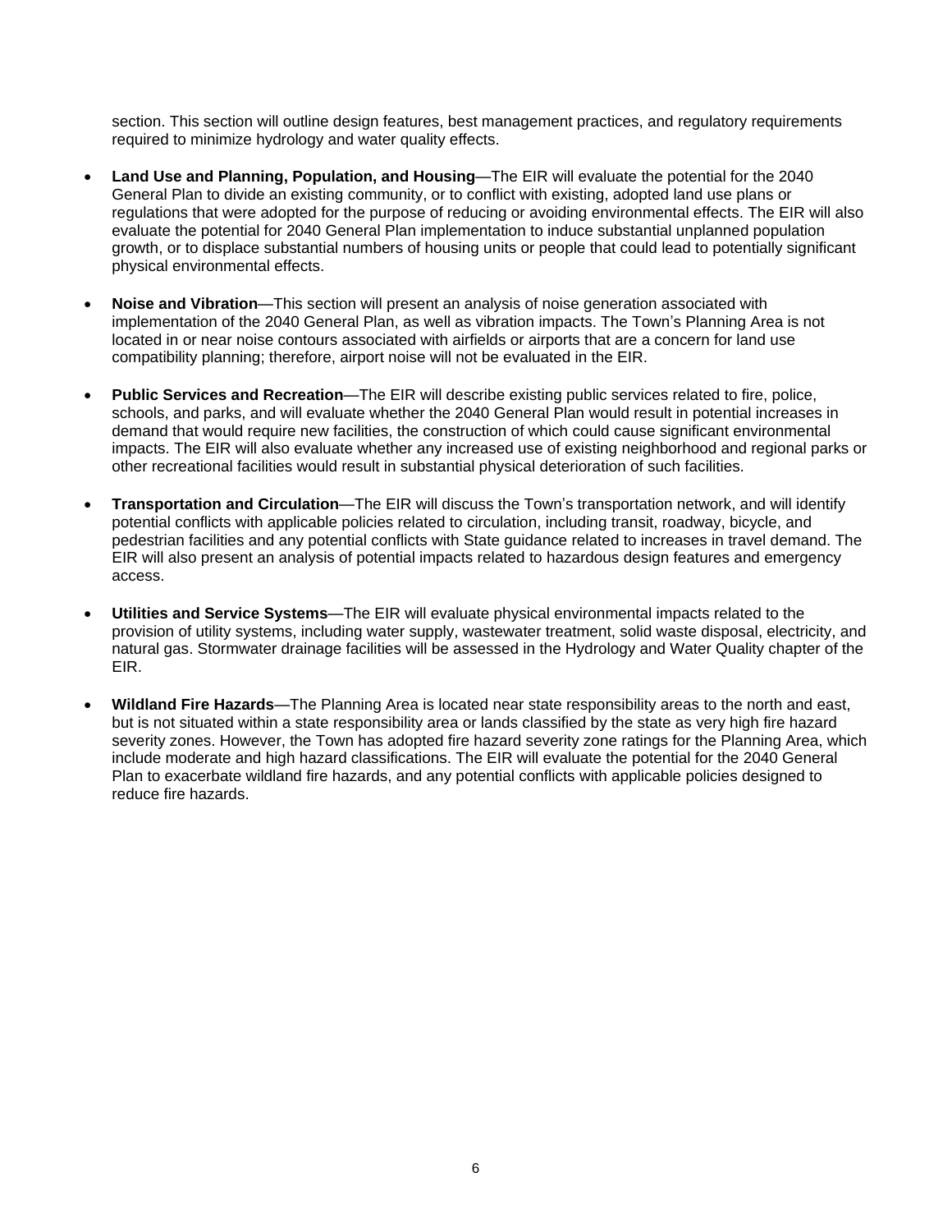section. This section will outline design features, best management practices, and regulatory requirements required to minimize hydrology and water quality effects.

- **Land Use and Planning, Population, and Housing**—The EIR will evaluate the potential for the 2040 General Plan to divide an existing community, or to conflict with existing, adopted land use plans or regulations that were adopted for the purpose of reducing or avoiding environmental effects. The EIR will also evaluate the potential for 2040 General Plan implementation to induce substantial unplanned population growth, or to displace substantial numbers of housing units or people that could lead to potentially significant physical environmental effects.

- **Noise and Vibration**—This section will present an analysis of noise generation associated with implementation of the 2040 General Plan, as well as vibration impacts. The Town's Planning Area is not located in or near noise contours associated with airfields or airports that are a concern for land use compatibility planning; therefore, airport noise will not be evaluated in the EIR.

- **Public Services and Recreation**—The EIR will describe existing public services related to fire, police, schools, and parks, and will evaluate whether the 2040 General Plan would result in potential increases in demand that would require new facilities, the construction of which could cause significant environmental impacts. The EIR will also evaluate whether any increased use of existing neighborhood and regional parks or other recreational facilities would result in substantial physical deterioration of such facilities.

- **Transportation and Circulation**—The EIR will discuss the Town's transportation network, and will identify potential conflicts with applicable policies related to circulation, including transit, roadway, bicycle, and pedestrian facilities and any potential conflicts with State guidance related to increases in travel demand. The EIR will also present an analysis of potential impacts related to hazardous design features and emergency access.

- **Utilities and Service Systems**—The EIR will evaluate physical environmental impacts related to the provision of utility systems, including water supply, wastewater treatment, solid waste disposal, electricity, and natural gas. Stormwater drainage facilities will be assessed in the Hydrology and Water Quality chapter of the EIR.

- **Wildland Fire Hazards**—The Planning Area is located near state responsibility areas to the north and east, but is not situated within a state responsibility area or lands classified by the state as very high fire hazard severity zones. However, the Town has adopted fire hazard severity zone ratings for the Planning Area, which include moderate and high hazard classifications. The EIR will evaluate the potential for the 2040 General Plan to exacerbate wildland fire hazards, and any potential conflicts with applicable policies designed to reduce fire hazards.